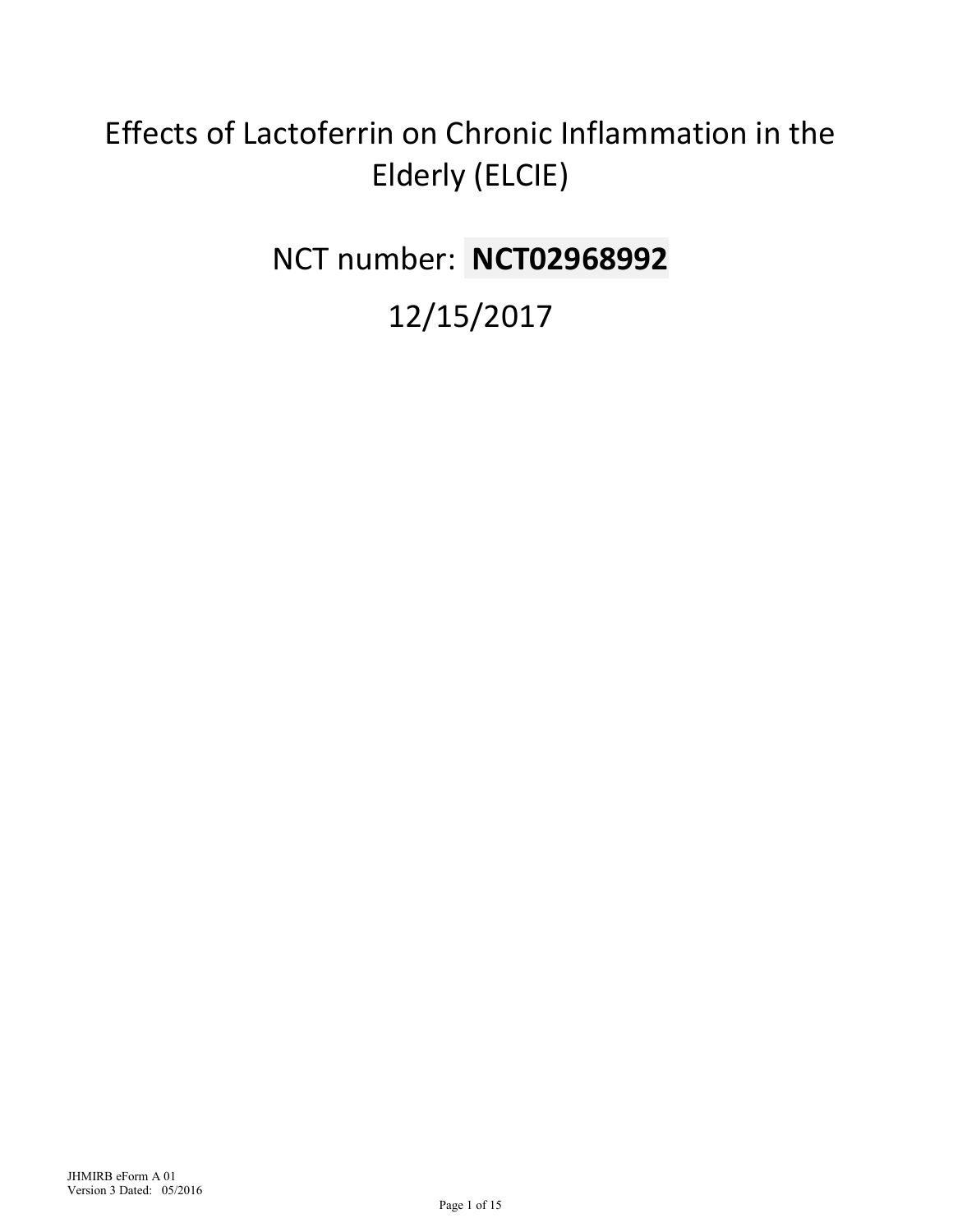# Effects of Lactoferrin on Chronic Inflammation in the Elderly (ELCIE)

## NCT number: **NCT02968992**

## 12/15/2017

JHMIRB eForm A 01
Version 3 Dated: 05/2016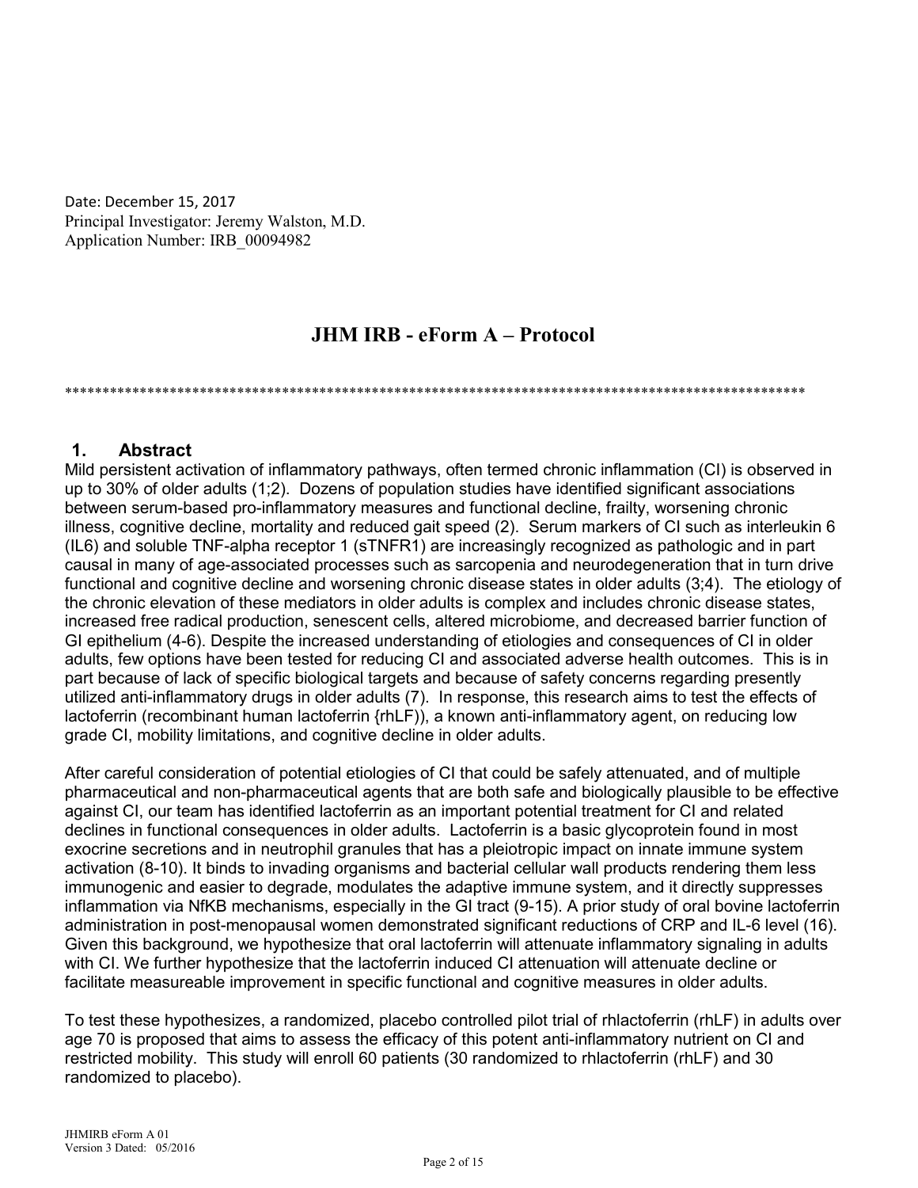Date: December 15, 2017
Principal Investigator: Jeremy Walston, M.D.
Application Number: IRB_00094982

# JHM IRB - eForm A – Protocol

****************************************************************************************************

## 1. Abstract

Mild persistent activation of inflammatory pathways, often termed chronic inflammation (CI) is observed in up to 30% of older adults (1;2). Dozens of population studies have identified significant associations between serum-based pro-inflammatory measures and functional decline, frailty, worsening chronic illness, cognitive decline, mortality and reduced gait speed (2). Serum markers of CI such as interleukin 6 (IL6) and soluble TNF-alpha receptor 1 (sTNFR1) are increasingly recognized as pathologic and in part causal in many of age-associated processes such as sarcopenia and neurodegeneration that in turn drive functional and cognitive decline and worsening chronic disease states in older adults (3;4). The etiology of the chronic elevation of these mediators in older adults is complex and includes chronic disease states, increased free radical production, senescent cells, altered microbiome, and decreased barrier function of GI epithelium (4-6). Despite the increased understanding of etiologies and consequences of CI in older adults, few options have been tested for reducing CI and associated adverse health outcomes. This is in part because of lack of specific biological targets and because of safety concerns regarding presently utilized anti-inflammatory drugs in older adults (7). In response, this research aims to test the effects of lactoferrin (recombinant human lactoferrin {rhLF)), a known anti-inflammatory agent, on reducing low grade CI, mobility limitations, and cognitive decline in older adults.

After careful consideration of potential etiologies of CI that could be safely attenuated, and of multiple pharmaceutical and non-pharmaceutical agents that are both safe and biologically plausible to be effective against CI, our team has identified lactoferrin as an important potential treatment for CI and related declines in functional consequences in older adults. Lactoferrin is a basic glycoprotein found in most exocrine secretions and in neutrophil granules that has a pleiotropic impact on innate immune system activation (8-10). It binds to invading organisms and bacterial cellular wall products rendering them less immunogenic and easier to degrade, modulates the adaptive immune system, and it directly suppresses inflammation via NfKB mechanisms, especially in the GI tract (9-15). A prior study of oral bovine lactoferrin administration in post-menopausal women demonstrated significant reductions of CRP and IL-6 level (16). Given this background, we hypothesize that oral lactoferrin will attenuate inflammatory signaling in adults with CI. We further hypothesize that the lactoferrin induced CI attenuation will attenuate decline or facilitate measureable improvement in specific functional and cognitive measures in older adults.

To test these hypothesizes, a randomized, placebo controlled pilot trial of rhlactoferrin (rhLF) in adults over age 70 is proposed that aims to assess the efficacy of this potent anti-inflammatory nutrient on CI and restricted mobility. This study will enroll 60 patients (30 randomized to rhlactoferrin (rhLF) and 30 randomized to placebo).

JHMIRB eForm A 01
Version 3 Dated: 05/2016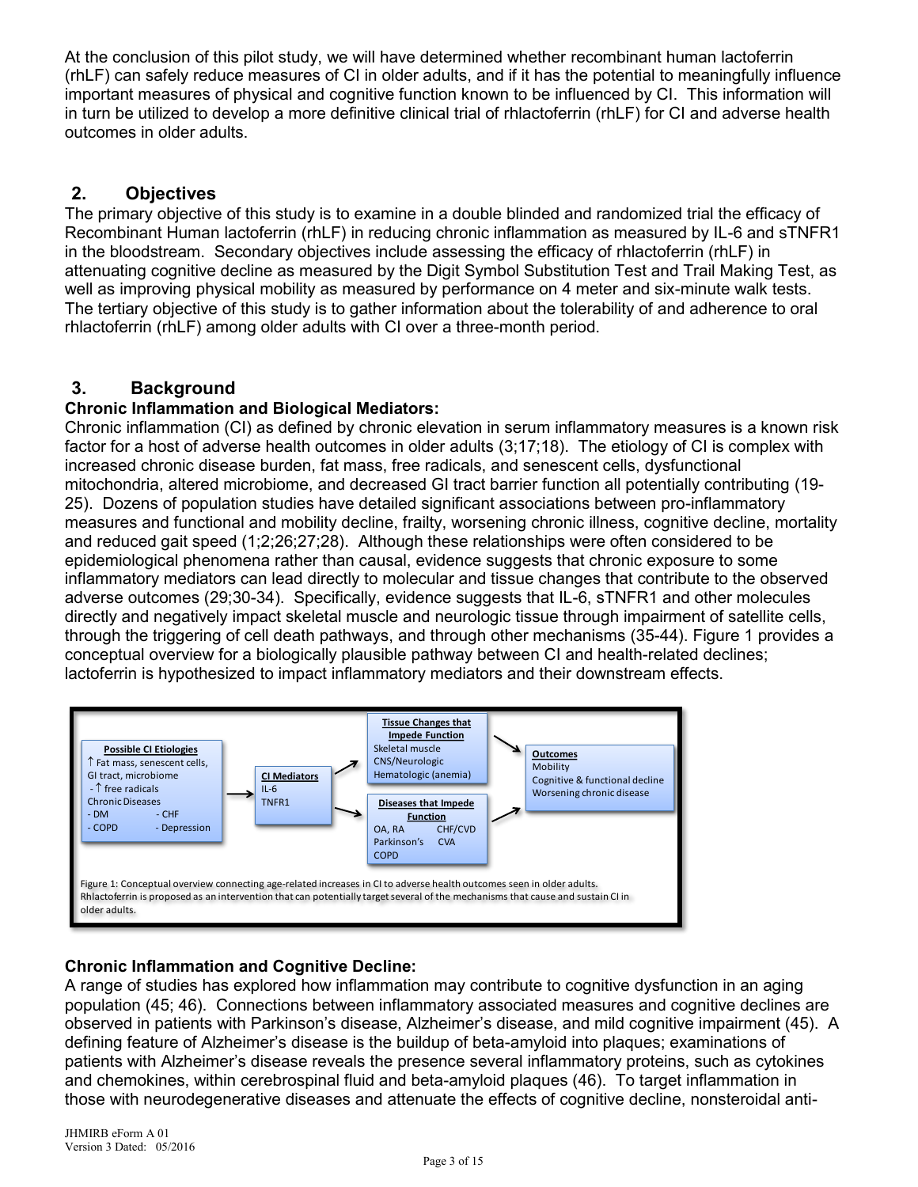At the conclusion of this pilot study, we will have determined whether recombinant human lactoferrin (rhLF) can safely reduce measures of CI in older adults, and if it has the potential to meaningfully influence important measures of physical and cognitive function known to be influenced by CI. This information will in turn be utilized to develop a more definitive clinical trial of rhlactoferrin (rhLF) for CI and adverse health outcomes in older adults.

## 2. Objectives

The primary objective of this study is to examine in a double blinded and randomized trial the efficacy of Recombinant Human lactoferrin (rhLF) in reducing chronic inflammation as measured by IL-6 and sTNFR1 in the bloodstream. Secondary objectives include assessing the efficacy of rhlactoferrin (rhLF) in attenuating cognitive decline as measured by the Digit Symbol Substitution Test and Trail Making Test, as well as improving physical mobility as measured by performance on 4 meter and six-minute walk tests. The tertiary objective of this study is to gather information about the tolerability of and adherence to oral rhlactoferrin (rhLF) among older adults with CI over a three-month period.

## 3. Background

### Chronic Inflammation and Biological Mediators:

Chronic inflammation (CI) as defined by chronic elevation in serum inflammatory measures is a known risk factor for a host of adverse health outcomes in older adults (3;17;18). The etiology of CI is complex with increased chronic disease burden, fat mass, free radicals, and senescent cells, dysfunctional mitochondria, altered microbiome, and decreased GI tract barrier function all potentially contributing (19-25). Dozens of population studies have detailed significant associations between pro-inflammatory measures and functional and mobility decline, frailty, worsening chronic illness, cognitive decline, mortality and reduced gait speed (1;2;26;27;28). Although these relationships were often considered to be epidemiological phenomena rather than causal, evidence suggests that chronic exposure to some inflammatory mediators can lead directly to molecular and tissue changes that contribute to the observed adverse outcomes (29;30-34). Specifically, evidence suggests that IL-6, sTNFR1 and other molecules directly and negatively impact skeletal muscle and neurologic tissue through impairment of satellite cells, through the triggering of cell death pathways, and through other mechanisms (35-44). Figure 1 provides a conceptual overview for a biologically plausible pathway between CI and health-related declines; lactoferrin is hypothesized to impact inflammatory mediators and their downstream effects.

**Possible CI Etiologies**
↑ Fat mass, senescent cells, GI tract, microbiome
- ↑ free radicals
Chronic Diseases
- DM - CHF
- COPD - Depression

→ **CI Mediators**
IL-6
TNFR1

→ **Tissue Changes that Impede Function**
Skeletal muscle
CNS/Neurologic
Hematologic (anemia)

→ **Diseases that Impede Function**
OA, RA CHF/CVD
Parkinson's CVA
COPD

→ **Outcomes**
Mobility
Cognitive & functional decline
Worsening chronic disease

Figure 1: Conceptual overview connecting age-related increases in CI to adverse health outcomes seen in older adults. Rhlactoferrin is proposed as an intervention that can potentially target several of the mechanisms that cause and sustain CI in older adults.

### Chronic Inflammation and Cognitive Decline:

A range of studies has explored how inflammation may contribute to cognitive dysfunction in an aging population (45; 46). Connections between inflammatory associated measures and cognitive declines are observed in patients with Parkinson's disease, Alzheimer's disease, and mild cognitive impairment (45). A defining feature of Alzheimer's disease is the buildup of beta-amyloid into plaques; examinations of patients with Alzheimer's disease reveals the presence several inflammatory proteins, such as cytokines and chemokines, within cerebrospinal fluid and beta-amyloid plaques (46). To target inflammation in those with neurodegenerative diseases and attenuate the effects of cognitive decline, nonsteroidal anti-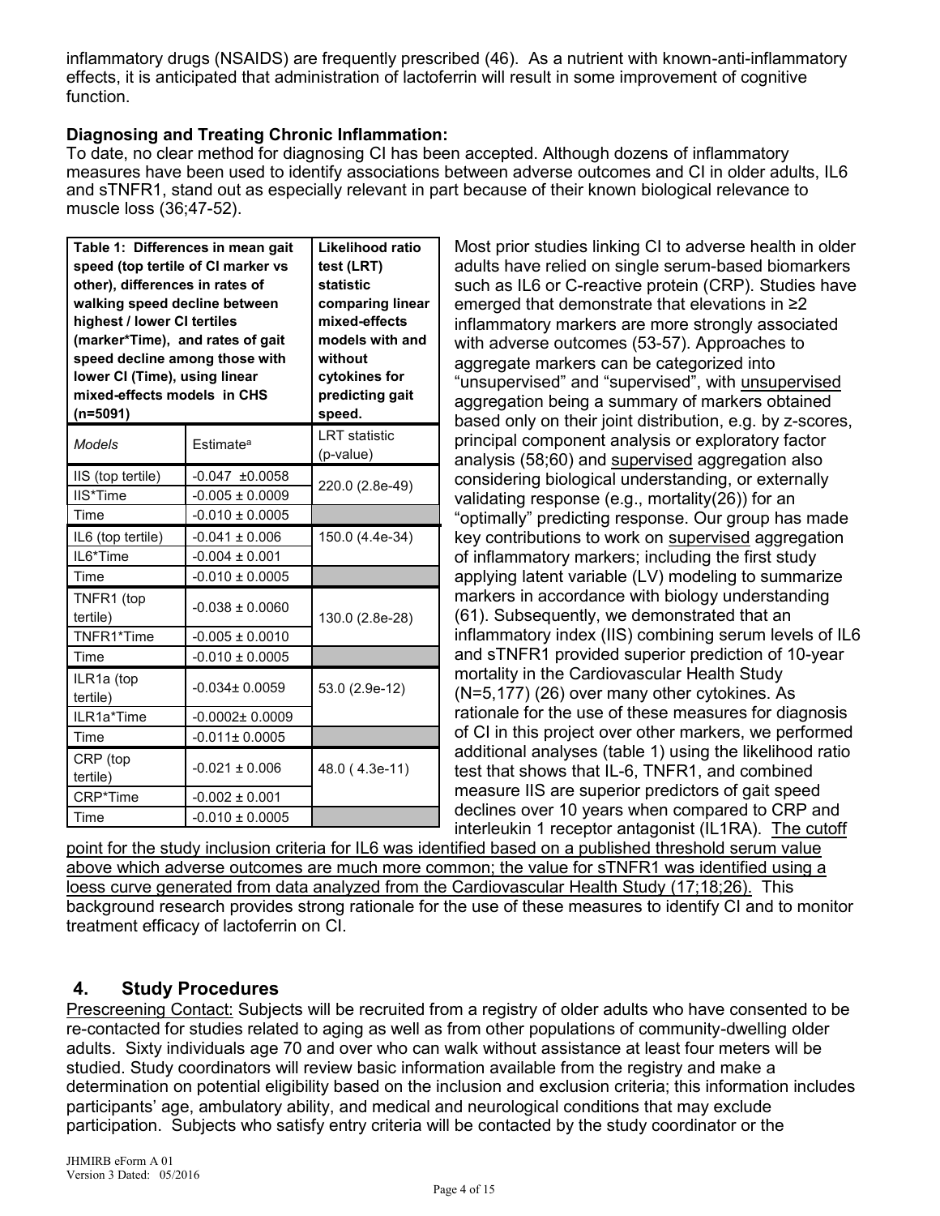inflammatory drugs (NSAIDS) are frequently prescribed (46). As a nutrient with known-anti-inflammatory effects, it is anticipated that administration of lactoferrin will result in some improvement of cognitive function.

**Diagnosing and Treating Chronic Inflammation:**
To date, no clear method for diagnosing CI has been accepted. Although dozens of inflammatory measures have been used to identify associations between adverse outcomes and CI in older adults, IL6 and sTNFR1, stand out as especially relevant in part because of their known biological relevance to muscle loss (36;47-52).

| **Table 1: Differences in mean gait speed (top tertile of CI marker vs other), differences in rates of walking speed decline between highest / lower CI tertiles (marker*Time), and rates of gait speed decline among those with lower CI (Time), using linear mixed-effects models in CHS (n=5091)** | | **Likelihood ratio test (LRT) statistic comparing linear mixed-effects models with and without cytokines for predicting gait speed.** |
|---|---|---|
| *Models* | Estimate[a] | LRT statistic (p-value) |
| IIS (top tertile) | -0.047 ±0.0058 | 220.0 (2.8e-49) |
| IIS*Time | -0.005 ± 0.0009 | |
| Time | -0.010 ± 0.0005 | |
| IL6 (top tertile) | -0.041 ± 0.006 | 150.0 (4.4e-34) |
| IL6*Time | -0.004 ± 0.001 | |
| Time | -0.010 ± 0.0005 | |
| TNFR1 (top tertile) | -0.038 ± 0.0060 | 130.0 (2.8e-28) |
| TNFR1*Time | -0.005 ± 0.0010 | |
| Time | -0.010 ± 0.0005 | |
| ILR1a (top tertile) | -0.034± 0.0059 | 53.0 (2.9e-12) |
| ILR1a*Time | -0.0002± 0.0009 | |
| Time | -0.011± 0.0005 | |
| CRP (top tertile) | -0.021 ± 0.006 | 48.0 ( 4.3e-11) |
| CRP*Time | -0.002 ± 0.001 | |
| Time | -0.010 ± 0.0005 | |

Most prior studies linking CI to adverse health in older adults have relied on single serum-based biomarkers such as IL6 or C-reactive protein (CRP). Studies have emerged that demonstrate that elevations in ≥2 inflammatory markers are more strongly associated with adverse outcomes (53-57). Approaches to aggregate markers can be categorized into "unsupervised" and "supervised", with unsupervised aggregation being a summary of markers obtained based only on their joint distribution, e.g. by z-scores, principal component analysis or exploratory factor analysis (58;60) and supervised aggregation also considering biological understanding, or externally validating response (e.g., mortality(26)) for an "optimally" predicting response. Our group has made key contributions to work on supervised aggregation of inflammatory markers; including the first study applying latent variable (LV) modeling to summarize markers in accordance with biology understanding (61). Subsequently, we demonstrated that an inflammatory index (IIS) combining serum levels of IL6 and sTNFR1 provided superior prediction of 10-year mortality in the Cardiovascular Health Study (N=5,177) (26) over many other cytokines. As rationale for the use of these measures for diagnosis of CI in this project over other markers, we performed additional analyses (table 1) using the likelihood ratio test that shows that IL-6, TNFR1, and combined measure IIS are superior predictors of gait speed declines over 10 years when compared to CRP and interleukin 1 receptor antagonist (IL1RA). The cutoff point for the study inclusion criteria for IL6 was identified based on a published threshold serum value above which adverse outcomes are much more common; the value for sTNFR1 was identified using a loess curve generated from data analyzed from the Cardiovascular Health Study (17;18;26). This background research provides strong rationale for the use of these measures to identify CI and to monitor treatment efficacy of lactoferrin on CI.

## 4. Study Procedures

Prescreening Contact: Subjects will be recruited from a registry of older adults who have consented to be re-contacted for studies related to aging as well as from other populations of community-dwelling older adults. Sixty individuals age 70 and over who can walk without assistance at least four meters will be studied. Study coordinators will review basic information available from the registry and make a determination on potential eligibility based on the inclusion and exclusion criteria; this information includes participants' age, ambulatory ability, and medical and neurological conditions that may exclude participation. Subjects who satisfy entry criteria will be contacted by the study coordinator or the

JHMIRB eForm A 01
Version 3 Dated: 05/2016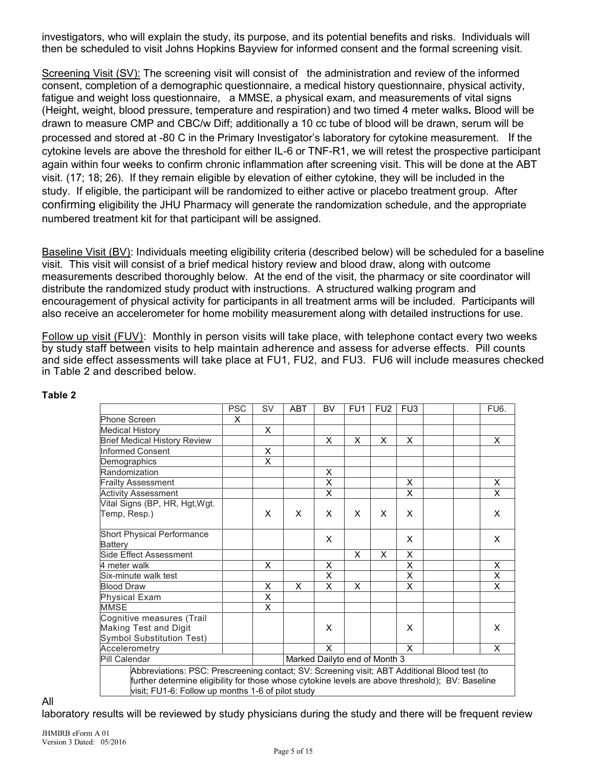investigators, who will explain the study, its purpose, and its potential benefits and risks. Individuals will then be scheduled to visit Johns Hopkins Bayview for informed consent and the formal screening visit.

Screening Visit (SV): The screening visit will consist of the administration and review of the informed consent, completion of a demographic questionnaire, a medical history questionnaire, physical activity, fatigue and weight loss questionnaire, a MMSE, a physical exam, and measurements of vital signs (Height, weight, blood pressure, temperature and respiration) and two timed 4 meter walks. Blood will be drawn to measure CMP and CBC/w Diff; additionally a 10 cc tube of blood will be drawn, serum will be processed and stored at -80 C in the Primary Investigator's laboratory for cytokine measurement. If the cytokine levels are above the threshold for either IL-6 or TNF-R1, we will retest the prospective participant again within four weeks to confirm chronic inflammation after screening visit. This will be done at the ABT visit. (17; 18; 26). If they remain eligible by elevation of either cytokine, they will be included in the study. If eligible, the participant will be randomized to either active or placebo treatment group. After confirming eligibility the JHU Pharmacy will generate the randomization schedule, and the appropriate numbered treatment kit for that participant will be assigned.

Baseline Visit (BV): Individuals meeting eligibility criteria (described below) will be scheduled for a baseline visit. This visit will consist of a brief medical history review and blood draw, along with outcome measurements described thoroughly below. At the end of the visit, the pharmacy or site coordinator will distribute the randomized study product with instructions. A structured walking program and encouragement of physical activity for participants in all treatment arms will be included. Participants will also receive an accelerometer for home mobility measurement along with detailed instructions for use.

Follow up visit (FUV): Monthly in person visits will take place, with telephone contact every two weeks by study staff between visits to help maintain adherence and assess for adverse effects. Pill counts and side effect assessments will take place at FU1, FU2, and FU3. FU6 will include measures checked in Table 2 and described below.

**Table 2**

| | PSC | SV | ABT | BV | FU1 | FU2 | FU3 | | | FU6. |
|---|---|---|---|---|---|---|---|---|---|---|
| Phone Screen | X | | | | | | | | | |
| Medical History | | X | | | | | | | | |
| Brief Medical History Review | | | | X | X | X | X | | | X |
| Informed Consent | | X | | | | | | | | |
| Demographics | | X | | | | | | | | |
| Randomization | | | | X | | | | | | |
| Frailty Assessment | | | | X | | | X | | | X |
| Activity Assessment | | | | X | | | X | | | X |
| Vital Signs (BP, HR, Hgt,Wgt. Temp, Resp.) | | X | X | X | X | X | X | | | X |
| Short Physical Performance Battery | | | | X | | | X | | | X |
| Side Effect Assessment | | | | | X | X | X | | | |
| 4 meter walk | | X | | X | | | X | | | X |
| Six-minute walk test | | | | X | | | X | | | X |
| Blood Draw | | X | X | X | X | | X | | | X |
| Physical Exam | | X | | | | | | | | |
| MMSE | | X | | | | | | | | |
| Cognitive measures (Trail Making Test and Digit Symbol Substitution Test) | | | | X | | | X | | | X |
| Accelerometry | | | | X | | | X | | | X |
| Pill Calendar | | | Marked Dailyto end of Month 3 | | | | | | | |

Abbreviations: PSC: Prescreening contact; SV: Screening visit; ABT Additional Blood test (to further determine eligibility for those whose cytokine levels are above threshold); BV: Baseline visit; FU1-6: Follow up months 1-6 of pilot study

All laboratory results will be reviewed by study physicians during the study and there will be frequent review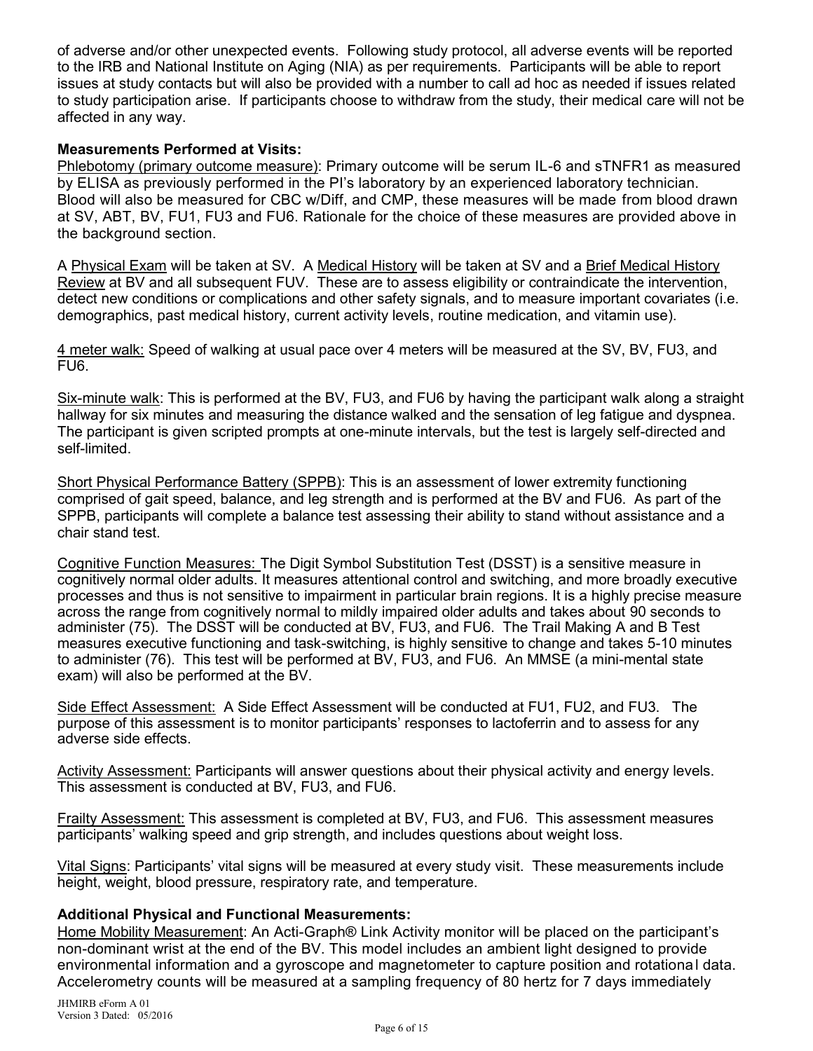of adverse and/or other unexpected events. Following study protocol, all adverse events will be reported to the IRB and National Institute on Aging (NIA) as per requirements. Participants will be able to report issues at study contacts but will also be provided with a number to call ad hoc as needed if issues related to study participation arise. If participants choose to withdraw from the study, their medical care will not be affected in any way.

**Measurements Performed at Visits:**

Phlebotomy (primary outcome measure): Primary outcome will be serum IL-6 and sTNFR1 as measured by ELISA as previously performed in the PI's laboratory by an experienced laboratory technician. Blood will also be measured for CBC w/Diff, and CMP, these measures will be made from blood drawn at SV, ABT, BV, FU1, FU3 and FU6. Rationale for the choice of these measures are provided above in the background section.

A Physical Exam will be taken at SV. A Medical History will be taken at SV and a Brief Medical History Review at BV and all subsequent FUV. These are to assess eligibility or contraindicate the intervention, detect new conditions or complications and other safety signals, and to measure important covariates (i.e. demographics, past medical history, current activity levels, routine medication, and vitamin use).

4 meter walk: Speed of walking at usual pace over 4 meters will be measured at the SV, BV, FU3, and FU6.

Six-minute walk: This is performed at the BV, FU3, and FU6 by having the participant walk along a straight hallway for six minutes and measuring the distance walked and the sensation of leg fatigue and dyspnea. The participant is given scripted prompts at one-minute intervals, but the test is largely self-directed and self-limited.

Short Physical Performance Battery (SPPB): This is an assessment of lower extremity functioning comprised of gait speed, balance, and leg strength and is performed at the BV and FU6. As part of the SPPB, participants will complete a balance test assessing their ability to stand without assistance and a chair stand test.

Cognitive Function Measures: The Digit Symbol Substitution Test (DSST) is a sensitive measure in cognitively normal older adults. It measures attentional control and switching, and more broadly executive processes and thus is not sensitive to impairment in particular brain regions. It is a highly precise measure across the range from cognitively normal to mildly impaired older adults and takes about 90 seconds to administer (75). The DSST will be conducted at BV, FU3, and FU6. The Trail Making A and B Test measures executive functioning and task-switching, is highly sensitive to change and takes 5-10 minutes to administer (76). This test will be performed at BV, FU3, and FU6. An MMSE (a mini-mental state exam) will also be performed at the BV.

Side Effect Assessment: A Side Effect Assessment will be conducted at FU1, FU2, and FU3. The purpose of this assessment is to monitor participants' responses to lactoferrin and to assess for any adverse side effects.

Activity Assessment: Participants will answer questions about their physical activity and energy levels. This assessment is conducted at BV, FU3, and FU6.

Frailty Assessment: This assessment is completed at BV, FU3, and FU6. This assessment measures participants' walking speed and grip strength, and includes questions about weight loss.

Vital Signs: Participants' vital signs will be measured at every study visit. These measurements include height, weight, blood pressure, respiratory rate, and temperature.

**Additional Physical and Functional Measurements:**

Home Mobility Measurement: An Acti-Graph® Link Activity monitor will be placed on the participant's non-dominant wrist at the end of the BV. This model includes an ambient light designed to provide environmental information and a gyroscope and magnetometer to capture position and rotational data. Accelerometry counts will be measured at a sampling frequency of 80 hertz for 7 days immediately

JHMIRB eForm A 01
Version 3 Dated: 05/2016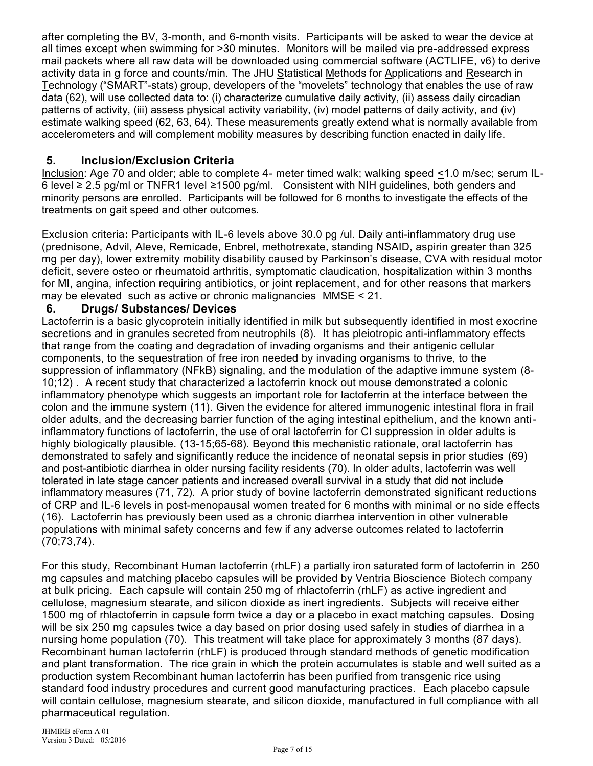after completing the BV, 3-month, and 6-month visits. Participants will be asked to wear the device at all times except when swimming for >30 minutes. Monitors will be mailed via pre-addressed express mail packets where all raw data will be downloaded using commercial software (ACTLIFE, v6) to derive activity data in g force and counts/min. The JHU Statistical Methods for Applications and Research in Technology ("SMART"-stats) group, developers of the "movelets" technology that enables the use of raw data (62), will use collected data to: (i) characterize cumulative daily activity, (ii) assess daily circadian patterns of activity, (iii) assess physical activity variability, (iv) model patterns of daily activity, and (iv) estimate walking speed (62, 63, 64). These measurements greatly extend what is normally available from accelerometers and will complement mobility measures by describing function enacted in daily life.

## 5. Inclusion/Exclusion Criteria

Inclusion: Age 70 and older; able to complete 4- meter timed walk; walking speed <1.0 m/sec; serum IL-6 level ≥ 2.5 pg/ml or TNFR1 level ≥1500 pg/ml. Consistent with NIH guidelines, both genders and minority persons are enrolled. Participants will be followed for 6 months to investigate the effects of the treatments on gait speed and other outcomes.

Exclusion criteria**:** Participants with IL-6 levels above 30.0 pg /ul. Daily anti-inflammatory drug use (prednisone, Advil, Aleve, Remicade, Enbrel, methotrexate, standing NSAID, aspirin greater than 325 mg per day), lower extremity mobility disability caused by Parkinson's disease, CVA with residual motor deficit, severe osteo or rheumatoid arthritis, symptomatic claudication, hospitalization within 3 months for MI, angina, infection requiring antibiotics, or joint replacement, and for other reasons that markers may be elevated such as active or chronic malignancies MMSE < 21.

## 6. Drugs/ Substances/ Devices

Lactoferrin is a basic glycoprotein initially identified in milk but subsequently identified in most exocrine secretions and in granules secreted from neutrophils (8). It has pleiotropic anti-inflammatory effects that range from the coating and degradation of invading organisms and their antigenic cellular components, to the sequestration of free iron needed by invading organisms to thrive, to the suppression of inflammatory (NFkB) signaling, and the modulation of the adaptive immune system (8-10;12) . A recent study that characterized a lactoferrin knock out mouse demonstrated a colonic inflammatory phenotype which suggests an important role for lactoferrin at the interface between the colon and the immune system (11). Given the evidence for altered immunogenic intestinal flora in frail older adults, and the decreasing barrier function of the aging intestinal epithelium, and the known anti-inflammatory functions of lactoferrin, the use of oral lactoferrin for CI suppression in older adults is highly biologically plausible. (13-15;65-68). Beyond this mechanistic rationale, oral lactoferrin has demonstrated to safely and significantly reduce the incidence of neonatal sepsis in prior studies (69) and post-antibiotic diarrhea in older nursing facility residents (70). In older adults, lactoferrin was well tolerated in late stage cancer patients and increased overall survival in a study that did not include inflammatory measures (71, 72). A prior study of bovine lactoferrin demonstrated significant reductions of CRP and IL-6 levels in post-menopausal women treated for 6 months with minimal or no side effects (16). Lactoferrin has previously been used as a chronic diarrhea intervention in other vulnerable populations with minimal safety concerns and few if any adverse outcomes related to lactoferrin (70;73,74).

For this study, Recombinant Human lactoferrin (rhLF) a partially iron saturated form of lactoferrin in 250 mg capsules and matching placebo capsules will be provided by Ventria Bioscience Biotech company at bulk pricing. Each capsule will contain 250 mg of rhlactoferrin (rhLF) as active ingredient and cellulose, magnesium stearate, and silicon dioxide as inert ingredients. Subjects will receive either 1500 mg of rhlactoferrin in capsule form twice a day or a placebo in exact matching capsules. Dosing will be six 250 mg capsules twice a day based on prior dosing used safely in studies of diarrhea in a nursing home population (70). This treatment will take place for approximately 3 months (87 days). Recombinant human lactoferrin (rhLF) is produced through standard methods of genetic modification and plant transformation. The rice grain in which the protein accumulates is stable and well suited as a production system Recombinant human lactoferrin has been purified from transgenic rice using standard food industry procedures and current good manufacturing practices. Each placebo capsule will contain cellulose, magnesium stearate, and silicon dioxide, manufactured in full compliance with all pharmaceutical regulation.

JHMIRB eForm A 01
Version 3 Dated: 05/2016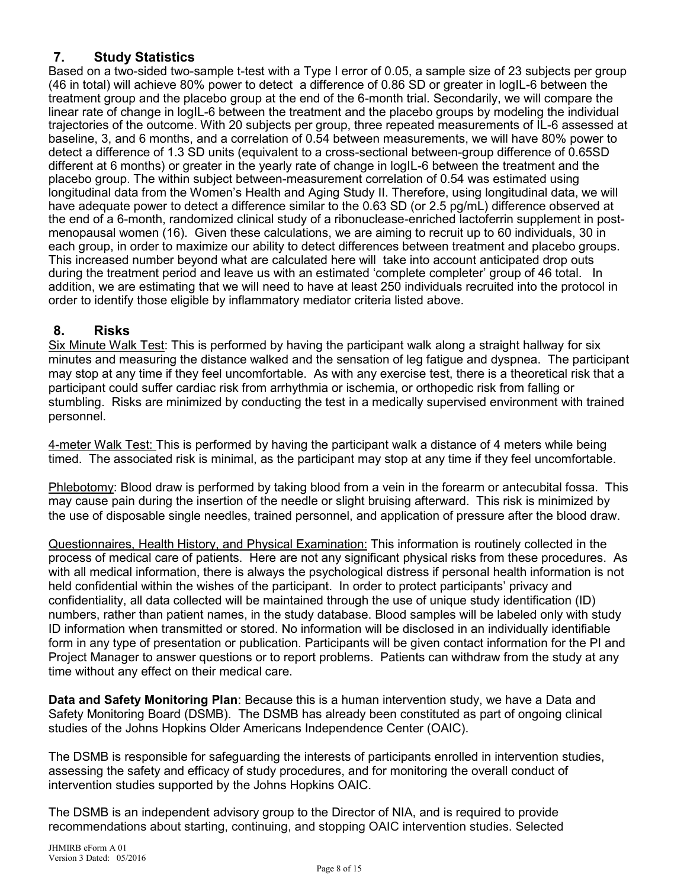## 7. Study Statistics

Based on a two-sided two-sample t-test with a Type I error of 0.05, a sample size of 23 subjects per group (46 in total) will achieve 80% power to detect a difference of 0.86 SD or greater in logIL-6 between the treatment group and the placebo group at the end of the 6-month trial. Secondarily, we will compare the linear rate of change in logIL-6 between the treatment and the placebo groups by modeling the individual trajectories of the outcome. With 20 subjects per group, three repeated measurements of IL-6 assessed at baseline, 3, and 6 months, and a correlation of 0.54 between measurements, we will have 80% power to detect a difference of 1.3 SD units (equivalent to a cross-sectional between-group difference of 0.65SD different at 6 months) or greater in the yearly rate of change in logIL-6 between the treatment and the placebo group. The within subject between-measurement correlation of 0.54 was estimated using longitudinal data from the Women's Health and Aging Study II. Therefore, using longitudinal data, we will have adequate power to detect a difference similar to the 0.63 SD (or 2.5 pg/mL) difference observed at the end of a 6-month, randomized clinical study of a ribonuclease-enriched lactoferrin supplement in post-menopausal women (16). Given these calculations, we are aiming to recruit up to 60 individuals, 30 in each group, in order to maximize our ability to detect differences between treatment and placebo groups. This increased number beyond what are calculated here will take into account anticipated drop outs during the treatment period and leave us with an estimated 'complete completer' group of 46 total. In addition, we are estimating that we will need to have at least 250 individuals recruited into the protocol in order to identify those eligible by inflammatory mediator criteria listed above.

## 8. Risks

Six Minute Walk Test: This is performed by having the participant walk along a straight hallway for six minutes and measuring the distance walked and the sensation of leg fatigue and dyspnea. The participant may stop at any time if they feel uncomfortable. As with any exercise test, there is a theoretical risk that a participant could suffer cardiac risk from arrhythmia or ischemia, or orthopedic risk from falling or stumbling. Risks are minimized by conducting the test in a medically supervised environment with trained personnel.

4-meter Walk Test: This is performed by having the participant walk a distance of 4 meters while being timed. The associated risk is minimal, as the participant may stop at any time if they feel uncomfortable.

Phlebotomy: Blood draw is performed by taking blood from a vein in the forearm or antecubital fossa. This may cause pain during the insertion of the needle or slight bruising afterward. This risk is minimized by the use of disposable single needles, trained personnel, and application of pressure after the blood draw.

Questionnaires, Health History, and Physical Examination: This information is routinely collected in the process of medical care of patients. Here are not any significant physical risks from these procedures. As with all medical information, there is always the psychological distress if personal health information is not held confidential within the wishes of the participant. In order to protect participants' privacy and confidentiality, all data collected will be maintained through the use of unique study identification (ID) numbers, rather than patient names, in the study database. Blood samples will be labeled only with study ID information when transmitted or stored. No information will be disclosed in an individually identifiable form in any type of presentation or publication. Participants will be given contact information for the PI and Project Manager to answer questions or to report problems. Patients can withdraw from the study at any time without any effect on their medical care.

**Data and Safety Monitoring Plan**: Because this is a human intervention study, we have a Data and Safety Monitoring Board (DSMB). The DSMB has already been constituted as part of ongoing clinical studies of the Johns Hopkins Older Americans Independence Center (OAIC).

The DSMB is responsible for safeguarding the interests of participants enrolled in intervention studies, assessing the safety and efficacy of study procedures, and for monitoring the overall conduct of intervention studies supported by the Johns Hopkins OAIC.

The DSMB is an independent advisory group to the Director of NIA, and is required to provide recommendations about starting, continuing, and stopping OAIC intervention studies. Selected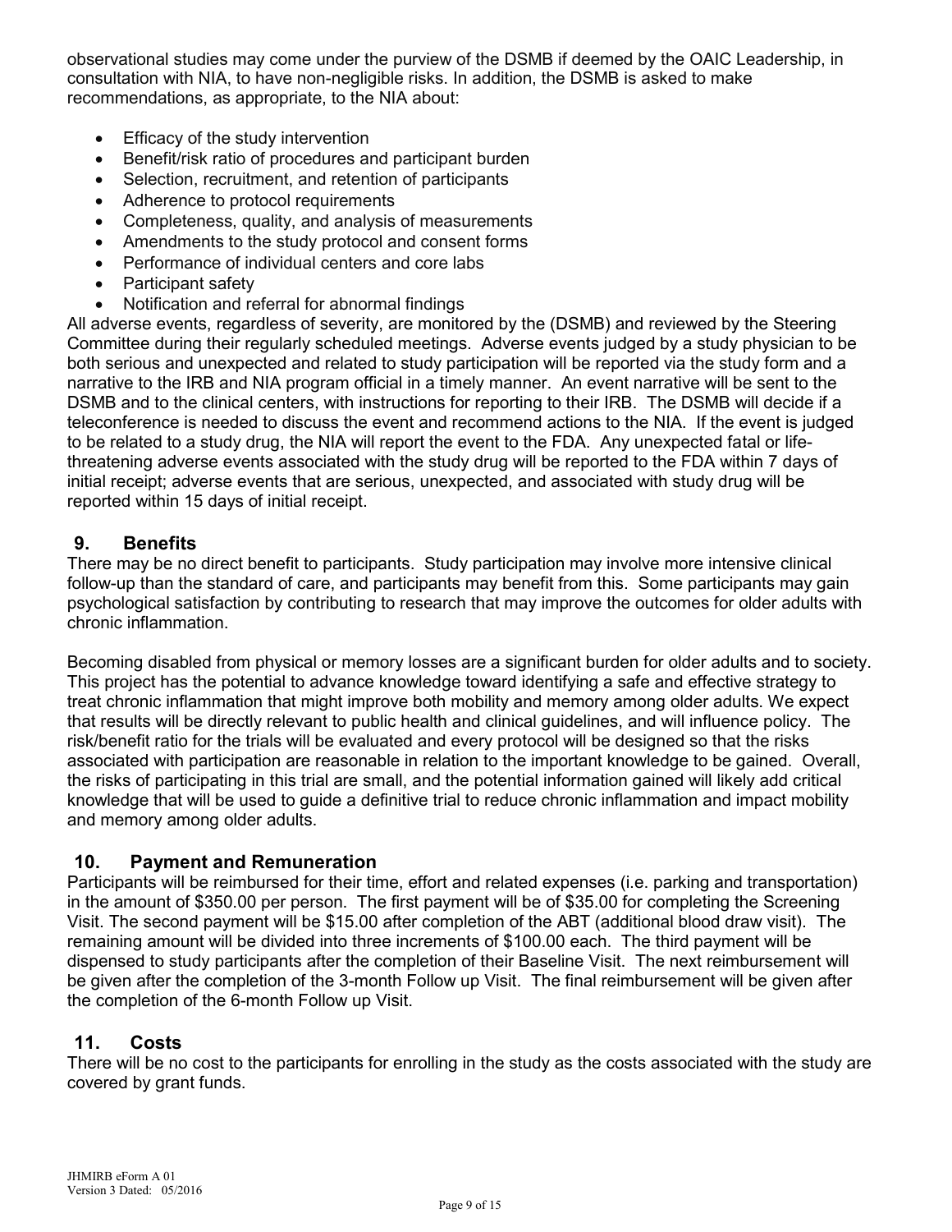observational studies may come under the purview of the DSMB if deemed by the OAIC Leadership, in consultation with NIA, to have non-negligible risks. In addition, the DSMB is asked to make recommendations, as appropriate, to the NIA about:

- Efficacy of the study intervention
- Benefit/risk ratio of procedures and participant burden
- Selection, recruitment, and retention of participants
- Adherence to protocol requirements
- Completeness, quality, and analysis of measurements
- Amendments to the study protocol and consent forms
- Performance of individual centers and core labs
- Participant safety
- Notification and referral for abnormal findings

All adverse events, regardless of severity, are monitored by the (DSMB) and reviewed by the Steering Committee during their regularly scheduled meetings. Adverse events judged by a study physician to be both serious and unexpected and related to study participation will be reported via the study form and a narrative to the IRB and NIA program official in a timely manner. An event narrative will be sent to the DSMB and to the clinical centers, with instructions for reporting to their IRB. The DSMB will decide if a teleconference is needed to discuss the event and recommend actions to the NIA. If the event is judged to be related to a study drug, the NIA will report the event to the FDA. Any unexpected fatal or life-threatening adverse events associated with the study drug will be reported to the FDA within 7 days of initial receipt; adverse events that are serious, unexpected, and associated with study drug will be reported within 15 days of initial receipt.

## 9. Benefits

There may be no direct benefit to participants. Study participation may involve more intensive clinical follow-up than the standard of care, and participants may benefit from this. Some participants may gain psychological satisfaction by contributing to research that may improve the outcomes for older adults with chronic inflammation.

Becoming disabled from physical or memory losses are a significant burden for older adults and to society. This project has the potential to advance knowledge toward identifying a safe and effective strategy to treat chronic inflammation that might improve both mobility and memory among older adults. We expect that results will be directly relevant to public health and clinical guidelines, and will influence policy. The risk/benefit ratio for the trials will be evaluated and every protocol will be designed so that the risks associated with participation are reasonable in relation to the important knowledge to be gained. Overall, the risks of participating in this trial are small, and the potential information gained will likely add critical knowledge that will be used to guide a definitive trial to reduce chronic inflammation and impact mobility and memory among older adults.

## 10. Payment and Remuneration

Participants will be reimbursed for their time, effort and related expenses (i.e. parking and transportation) in the amount of $350.00 per person. The first payment will be of $35.00 for completing the Screening Visit. The second payment will be $15.00 after completion of the ABT (additional blood draw visit). The remaining amount will be divided into three increments of $100.00 each. The third payment will be dispensed to study participants after the completion of their Baseline Visit. The next reimbursement will be given after the completion of the 3-month Follow up Visit. The final reimbursement will be given after the completion of the 6-month Follow up Visit.

## 11. Costs

There will be no cost to the participants for enrolling in the study as the costs associated with the study are covered by grant funds.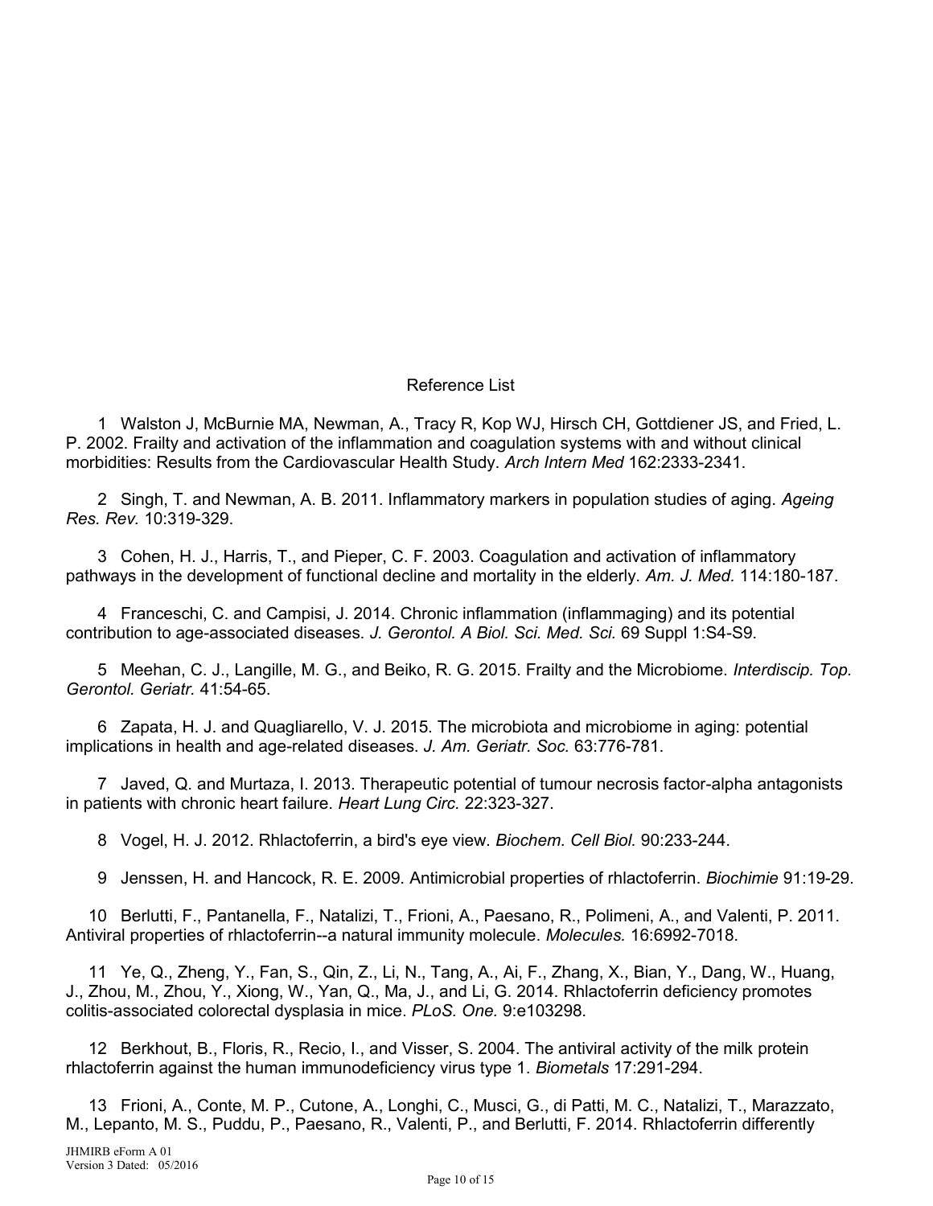# Reference List

1 Walston J, McBurnie MA, Newman, A., Tracy R, Kop WJ, Hirsch CH, Gottdiener JS, and Fried, L. P. 2002. Frailty and activation of the inflammation and coagulation systems with and without clinical morbidities: Results from the Cardiovascular Health Study. *Arch Intern Med* 162:2333-2341.

2 Singh, T. and Newman, A. B. 2011. Inflammatory markers in population studies of aging. *Ageing Res. Rev.* 10:319-329.

3 Cohen, H. J., Harris, T., and Pieper, C. F. 2003. Coagulation and activation of inflammatory pathways in the development of functional decline and mortality in the elderly. *Am. J. Med.* 114:180-187.

4 Franceschi, C. and Campisi, J. 2014. Chronic inflammation (inflammaging) and its potential contribution to age-associated diseases. *J. Gerontol. A Biol. Sci. Med. Sci.* 69 Suppl 1:S4-S9.

5 Meehan, C. J., Langille, M. G., and Beiko, R. G. 2015. Frailty and the Microbiome. *Interdiscip. Top. Gerontol. Geriatr.* 41:54-65.

6 Zapata, H. J. and Quagliarello, V. J. 2015. The microbiota and microbiome in aging: potential implications in health and age-related diseases. *J. Am. Geriatr. Soc.* 63:776-781.

7 Javed, Q. and Murtaza, I. 2013. Therapeutic potential of tumour necrosis factor-alpha antagonists in patients with chronic heart failure. *Heart Lung Circ.* 22:323-327.

8 Vogel, H. J. 2012. Rhlactoferrin, a bird's eye view. *Biochem. Cell Biol.* 90:233-244.

9 Jenssen, H. and Hancock, R. E. 2009. Antimicrobial properties of rhlactoferrin. *Biochimie* 91:19-29.

10 Berlutti, F., Pantanella, F., Natalizi, T., Frioni, A., Paesano, R., Polimeni, A., and Valenti, P. 2011. Antiviral properties of rhlactoferrin--a natural immunity molecule. *Molecules.* 16:6992-7018.

11 Ye, Q., Zheng, Y., Fan, S., Qin, Z., Li, N., Tang, A., Ai, F., Zhang, X., Bian, Y., Dang, W., Huang, J., Zhou, M., Zhou, Y., Xiong, W., Yan, Q., Ma, J., and Li, G. 2014. Rhlactoferrin deficiency promotes colitis-associated colorectal dysplasia in mice. *PLoS. One.* 9:e103298.

12 Berkhout, B., Floris, R., Recio, I., and Visser, S. 2004. The antiviral activity of the milk protein rhlactoferrin against the human immunodeficiency virus type 1. *Biometals* 17:291-294.

13 Frioni, A., Conte, M. P., Cutone, A., Longhi, C., Musci, G., di Patti, M. C., Natalizi, T., Marazzato, M., Lepanto, M. S., Puddu, P., Paesano, R., Valenti, P., and Berlutti, F. 2014. Rhlactoferrin differently

JHMIRB eForm A 01
Version 3 Dated: 05/2016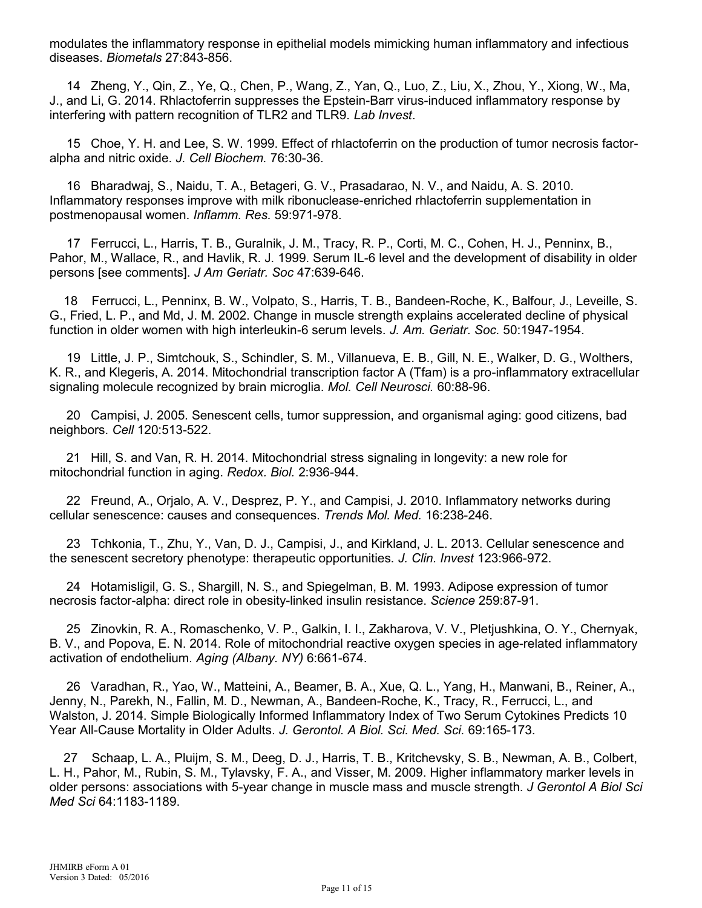modulates the inflammatory response in epithelial models mimicking human inflammatory and infectious diseases. *Biometals* 27:843-856.

14 Zheng, Y., Qin, Z., Ye, Q., Chen, P., Wang, Z., Yan, Q., Luo, Z., Liu, X., Zhou, Y., Xiong, W., Ma, J., and Li, G. 2014. Rhlactoferrin suppresses the Epstein-Barr virus-induced inflammatory response by interfering with pattern recognition of TLR2 and TLR9. *Lab Invest*.

15 Choe, Y. H. and Lee, S. W. 1999. Effect of rhlactoferrin on the production of tumor necrosis factor-alpha and nitric oxide. *J. Cell Biochem.* 76:30-36.

16 Bharadwaj, S., Naidu, T. A., Betageri, G. V., Prasadarao, N. V., and Naidu, A. S. 2010. Inflammatory responses improve with milk ribonuclease-enriched rhlactoferrin supplementation in postmenopausal women. *Inflamm. Res.* 59:971-978.

17 Ferrucci, L., Harris, T. B., Guralnik, J. M., Tracy, R. P., Corti, M. C., Cohen, H. J., Penninx, B., Pahor, M., Wallace, R., and Havlik, R. J. 1999. Serum IL-6 level and the development of disability in older persons [see comments]. *J Am Geriatr. Soc* 47:639-646.

18 Ferrucci, L., Penninx, B. W., Volpato, S., Harris, T. B., Bandeen-Roche, K., Balfour, J., Leveille, S. G., Fried, L. P., and Md, J. M. 2002. Change in muscle strength explains accelerated decline of physical function in older women with high interleukin-6 serum levels. *J. Am. Geriatr. Soc.* 50:1947-1954.

19 Little, J. P., Simtchouk, S., Schindler, S. M., Villanueva, E. B., Gill, N. E., Walker, D. G., Wolthers, K. R., and Klegeris, A. 2014. Mitochondrial transcription factor A (Tfam) is a pro-inflammatory extracellular signaling molecule recognized by brain microglia. *Mol. Cell Neurosci.* 60:88-96.

20 Campisi, J. 2005. Senescent cells, tumor suppression, and organismal aging: good citizens, bad neighbors. *Cell* 120:513-522.

21 Hill, S. and Van, R. H. 2014. Mitochondrial stress signaling in longevity: a new role for mitochondrial function in aging. *Redox. Biol.* 2:936-944.

22 Freund, A., Orjalo, A. V., Desprez, P. Y., and Campisi, J. 2010. Inflammatory networks during cellular senescence: causes and consequences. *Trends Mol. Med.* 16:238-246.

23 Tchkonia, T., Zhu, Y., Van, D. J., Campisi, J., and Kirkland, J. L. 2013. Cellular senescence and the senescent secretory phenotype: therapeutic opportunities. *J. Clin. Invest* 123:966-972.

24 Hotamisligil, G. S., Shargill, N. S., and Spiegelman, B. M. 1993. Adipose expression of tumor necrosis factor-alpha: direct role in obesity-linked insulin resistance. *Science* 259:87-91.

25 Zinovkin, R. A., Romaschenko, V. P., Galkin, I. I., Zakharova, V. V., Pletjushkina, O. Y., Chernyak, B. V., and Popova, E. N. 2014. Role of mitochondrial reactive oxygen species in age-related inflammatory activation of endothelium. *Aging (Albany. NY)* 6:661-674.

26 Varadhan, R., Yao, W., Matteini, A., Beamer, B. A., Xue, Q. L., Yang, H., Manwani, B., Reiner, A., Jenny, N., Parekh, N., Fallin, M. D., Newman, A., Bandeen-Roche, K., Tracy, R., Ferrucci, L., and Walston, J. 2014. Simple Biologically Informed Inflammatory Index of Two Serum Cytokines Predicts 10 Year All-Cause Mortality in Older Adults. *J. Gerontol. A Biol. Sci. Med. Sci.* 69:165-173.

27 Schaap, L. A., Pluijm, S. M., Deeg, D. J., Harris, T. B., Kritchevsky, S. B., Newman, A. B., Colbert, L. H., Pahor, M., Rubin, S. M., Tylavsky, F. A., and Visser, M. 2009. Higher inflammatory marker levels in older persons: associations with 5-year change in muscle mass and muscle strength. *J Gerontol A Biol Sci Med Sci* 64:1183-1189.

JHMIRB eForm A 01
Version 3 Dated: 05/2016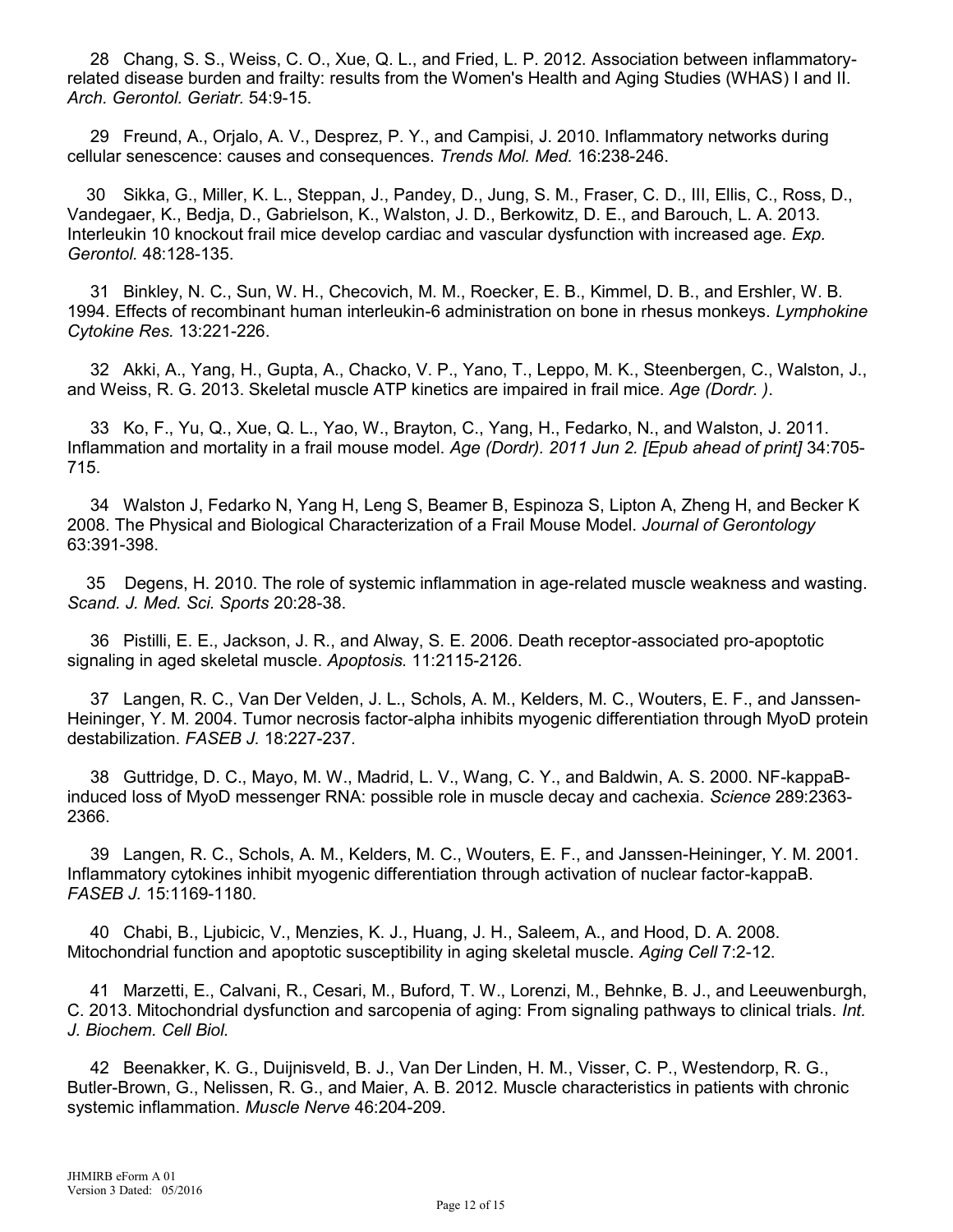28 Chang, S. S., Weiss, C. O., Xue, Q. L., and Fried, L. P. 2012. Association between inflammatory-related disease burden and frailty: results from the Women's Health and Aging Studies (WHAS) I and II. *Arch. Gerontol. Geriatr.* 54:9-15.

29 Freund, A., Orjalo, A. V., Desprez, P. Y., and Campisi, J. 2010. Inflammatory networks during cellular senescence: causes and consequences. *Trends Mol. Med.* 16:238-246.

30 Sikka, G., Miller, K. L., Steppan, J., Pandey, D., Jung, S. M., Fraser, C. D., III, Ellis, C., Ross, D., Vandegaer, K., Bedja, D., Gabrielson, K., Walston, J. D., Berkowitz, D. E., and Barouch, L. A. 2013. Interleukin 10 knockout frail mice develop cardiac and vascular dysfunction with increased age. *Exp. Gerontol.* 48:128-135.

31 Binkley, N. C., Sun, W. H., Checovich, M. M., Roecker, E. B., Kimmel, D. B., and Ershler, W. B. 1994. Effects of recombinant human interleukin-6 administration on bone in rhesus monkeys. *Lymphokine Cytokine Res.* 13:221-226.

32 Akki, A., Yang, H., Gupta, A., Chacko, V. P., Yano, T., Leppo, M. K., Steenbergen, C., Walston, J., and Weiss, R. G. 2013. Skeletal muscle ATP kinetics are impaired in frail mice. *Age (Dordr. )*.

33 Ko, F., Yu, Q., Xue, Q. L., Yao, W., Brayton, C., Yang, H., Fedarko, N., and Walston, J. 2011. Inflammation and mortality in a frail mouse model. *Age (Dordr). 2011 Jun 2. [Epub ahead of print]* 34:705-715.

34 Walston J, Fedarko N, Yang H, Leng S, Beamer B, Espinoza S, Lipton A, Zheng H, and Becker K 2008. The Physical and Biological Characterization of a Frail Mouse Model. *Journal of Gerontology* 63:391-398.

35 Degens, H. 2010. The role of systemic inflammation in age-related muscle weakness and wasting. *Scand. J. Med. Sci. Sports* 20:28-38.

36 Pistilli, E. E., Jackson, J. R., and Alway, S. E. 2006. Death receptor-associated pro-apoptotic signaling in aged skeletal muscle. *Apoptosis.* 11:2115-2126.

37 Langen, R. C., Van Der Velden, J. L., Schols, A. M., Kelders, M. C., Wouters, E. F., and Janssen-Heininger, Y. M. 2004. Tumor necrosis factor-alpha inhibits myogenic differentiation through MyoD protein destabilization. *FASEB J.* 18:227-237.

38 Guttridge, D. C., Mayo, M. W., Madrid, L. V., Wang, C. Y., and Baldwin, A. S. 2000. NF-kappaB-induced loss of MyoD messenger RNA: possible role in muscle decay and cachexia. *Science* 289:2363-2366.

39 Langen, R. C., Schols, A. M., Kelders, M. C., Wouters, E. F., and Janssen-Heininger, Y. M. 2001. Inflammatory cytokines inhibit myogenic differentiation through activation of nuclear factor-kappaB. *FASEB J.* 15:1169-1180.

40 Chabi, B., Ljubicic, V., Menzies, K. J., Huang, J. H., Saleem, A., and Hood, D. A. 2008. Mitochondrial function and apoptotic susceptibility in aging skeletal muscle. *Aging Cell* 7:2-12.

41 Marzetti, E., Calvani, R., Cesari, M., Buford, T. W., Lorenzi, M., Behnke, B. J., and Leeuwenburgh, C. 2013. Mitochondrial dysfunction and sarcopenia of aging: From signaling pathways to clinical trials. *Int. J. Biochem. Cell Biol.*

42 Beenakker, K. G., Duijnisveld, B. J., Van Der Linden, H. M., Visser, C. P., Westendorp, R. G., Butler-Brown, G., Nelissen, R. G., and Maier, A. B. 2012. Muscle characteristics in patients with chronic systemic inflammation. *Muscle Nerve* 46:204-209.

JHMIRB eForm A 01
Version 3 Dated: 05/2016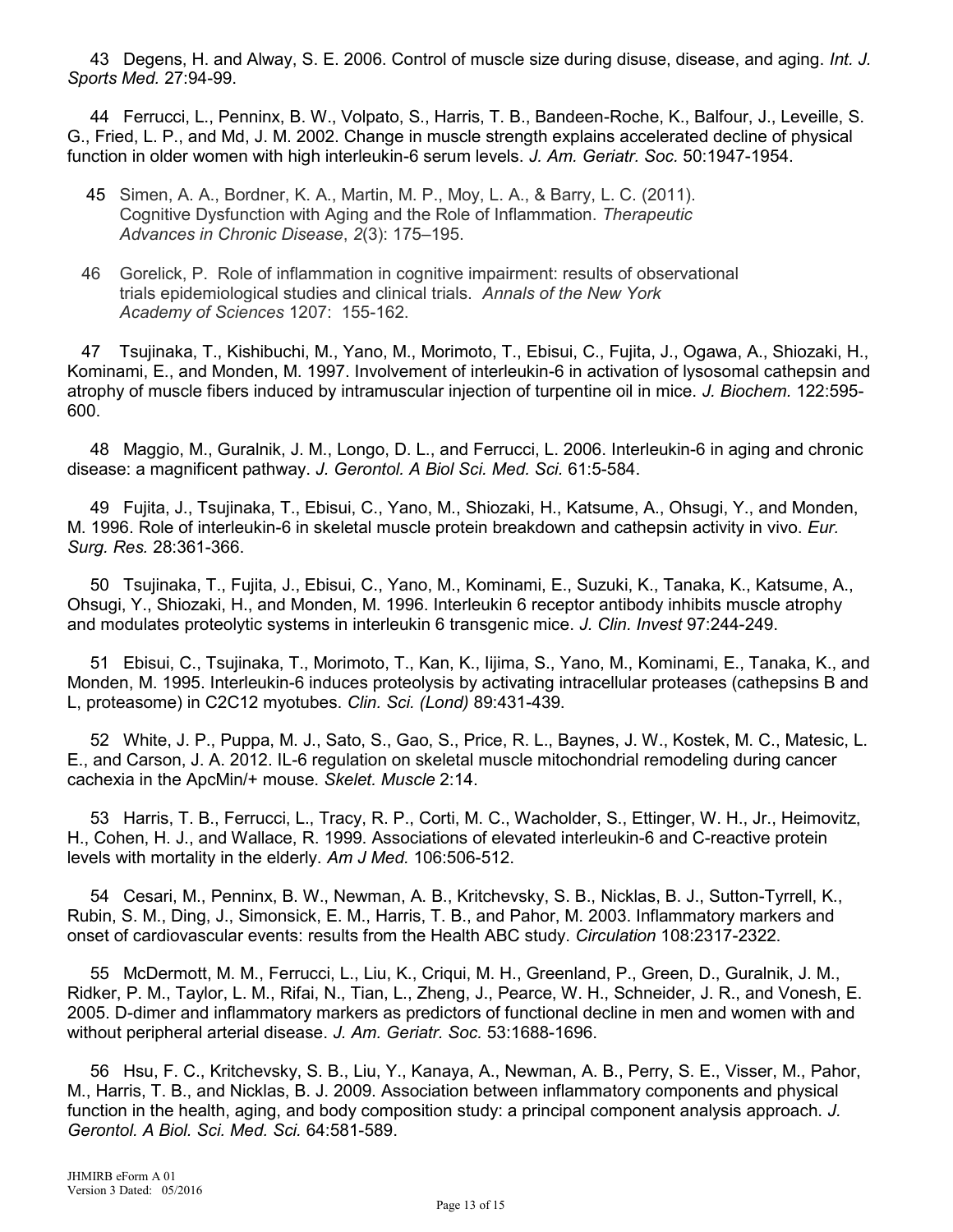43 Degens, H. and Alway, S. E. 2006. Control of muscle size during disuse, disease, and aging. *Int. J. Sports Med.* 27:94-99.

44 Ferrucci, L., Penninx, B. W., Volpato, S., Harris, T. B., Bandeen-Roche, K., Balfour, J., Leveille, S. G., Fried, L. P., and Md, J. M. 2002. Change in muscle strength explains accelerated decline of physical function in older women with high interleukin-6 serum levels. *J. Am. Geriatr. Soc.* 50:1947-1954.

45 Simen, A. A., Bordner, K. A., Martin, M. P., Moy, L. A., & Barry, L. C. (2011). Cognitive Dysfunction with Aging and the Role of Inflammation. *Therapeutic Advances in Chronic Disease*, *2*(3): 175–195.

46 Gorelick, P. Role of inflammation in cognitive impairment: results of observational trials epidemiological studies and clinical trials. *Annals of the New York Academy of Sciences* 1207: 155-162.

47 Tsujinaka, T., Kishibuchi, M., Yano, M., Morimoto, T., Ebisui, C., Fujita, J., Ogawa, A., Shiozaki, H., Kominami, E., and Monden, M. 1997. Involvement of interleukin-6 in activation of lysosomal cathepsin and atrophy of muscle fibers induced by intramuscular injection of turpentine oil in mice. *J. Biochem.* 122:595-600.

48 Maggio, M., Guralnik, J. M., Longo, D. L., and Ferrucci, L. 2006. Interleukin-6 in aging and chronic disease: a magnificent pathway. *J. Gerontol. A Biol Sci. Med. Sci.* 61:5-584.

49 Fujita, J., Tsujinaka, T., Ebisui, C., Yano, M., Shiozaki, H., Katsume, A., Ohsugi, Y., and Monden, M. 1996. Role of interleukin-6 in skeletal muscle protein breakdown and cathepsin activity in vivo. *Eur. Surg. Res.* 28:361-366.

50 Tsujinaka, T., Fujita, J., Ebisui, C., Yano, M., Kominami, E., Suzuki, K., Tanaka, K., Katsume, A., Ohsugi, Y., Shiozaki, H., and Monden, M. 1996. Interleukin 6 receptor antibody inhibits muscle atrophy and modulates proteolytic systems in interleukin 6 transgenic mice. *J. Clin. Invest* 97:244-249.

51 Ebisui, C., Tsujinaka, T., Morimoto, T., Kan, K., Iijima, S., Yano, M., Kominami, E., Tanaka, K., and Monden, M. 1995. Interleukin-6 induces proteolysis by activating intracellular proteases (cathepsins B and L, proteasome) in C2C12 myotubes. *Clin. Sci. (Lond)* 89:431-439.

52 White, J. P., Puppa, M. J., Sato, S., Gao, S., Price, R. L., Baynes, J. W., Kostek, M. C., Matesic, L. E., and Carson, J. A. 2012. IL-6 regulation on skeletal muscle mitochondrial remodeling during cancer cachexia in the ApcMin/+ mouse. *Skelet. Muscle* 2:14.

53 Harris, T. B., Ferrucci, L., Tracy, R. P., Corti, M. C., Wacholder, S., Ettinger, W. H., Jr., Heimovitz, H., Cohen, H. J., and Wallace, R. 1999. Associations of elevated interleukin-6 and C-reactive protein levels with mortality in the elderly. *Am J Med.* 106:506-512.

54 Cesari, M., Penninx, B. W., Newman, A. B., Kritchevsky, S. B., Nicklas, B. J., Sutton-Tyrrell, K., Rubin, S. M., Ding, J., Simonsick, E. M., Harris, T. B., and Pahor, M. 2003. Inflammatory markers and onset of cardiovascular events: results from the Health ABC study. *Circulation* 108:2317-2322.

55 McDermott, M. M., Ferrucci, L., Liu, K., Criqui, M. H., Greenland, P., Green, D., Guralnik, J. M., Ridker, P. M., Taylor, L. M., Rifai, N., Tian, L., Zheng, J., Pearce, W. H., Schneider, J. R., and Vonesh, E. 2005. D-dimer and inflammatory markers as predictors of functional decline in men and women with and without peripheral arterial disease. *J. Am. Geriatr. Soc.* 53:1688-1696.

56 Hsu, F. C., Kritchevsky, S. B., Liu, Y., Kanaya, A., Newman, A. B., Perry, S. E., Visser, M., Pahor, M., Harris, T. B., and Nicklas, B. J. 2009. Association between inflammatory components and physical function in the health, aging, and body composition study: a principal component analysis approach. *J. Gerontol. A Biol. Sci. Med. Sci.* 64:581-589.

JHMIRB eForm A 01
Version 3 Dated: 05/2016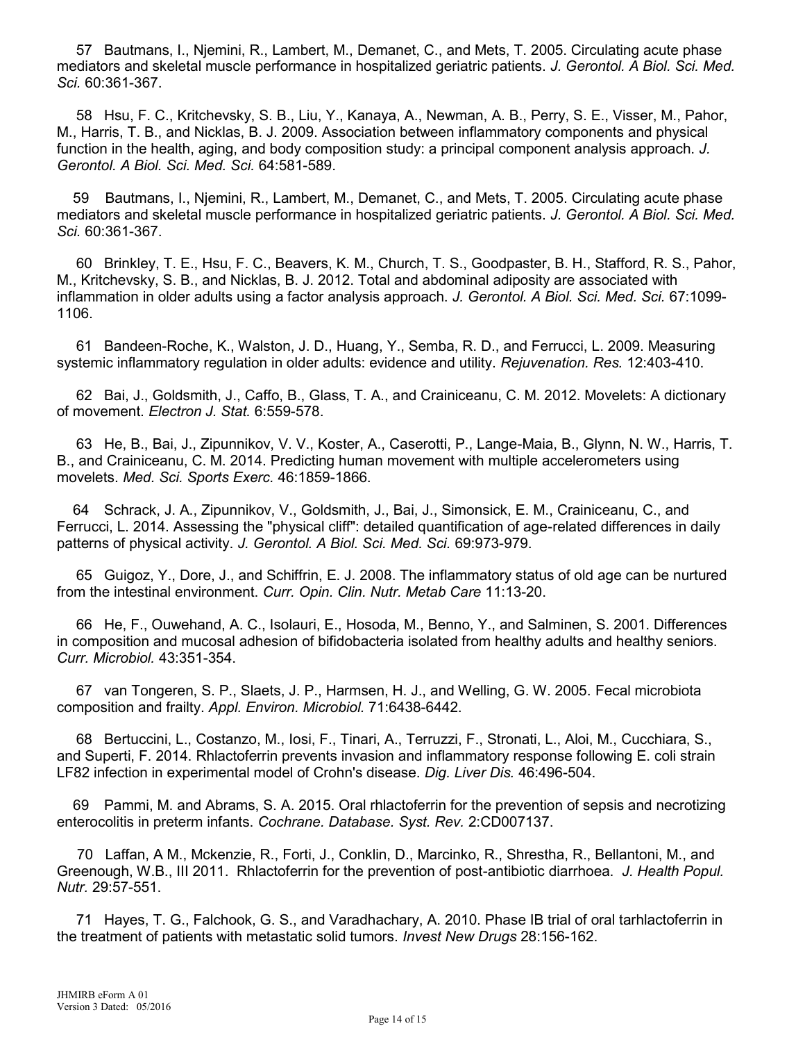57 Bautmans, I., Njemini, R., Lambert, M., Demanet, C., and Mets, T. 2005. Circulating acute phase mediators and skeletal muscle performance in hospitalized geriatric patients. *J. Gerontol. A Biol. Sci. Med. Sci.* 60:361-367.

58 Hsu, F. C., Kritchevsky, S. B., Liu, Y., Kanaya, A., Newman, A. B., Perry, S. E., Visser, M., Pahor, M., Harris, T. B., and Nicklas, B. J. 2009. Association between inflammatory components and physical function in the health, aging, and body composition study: a principal component analysis approach. *J. Gerontol. A Biol. Sci. Med. Sci.* 64:581-589.

59 Bautmans, I., Njemini, R., Lambert, M., Demanet, C., and Mets, T. 2005. Circulating acute phase mediators and skeletal muscle performance in hospitalized geriatric patients. *J. Gerontol. A Biol. Sci. Med. Sci.* 60:361-367.

60 Brinkley, T. E., Hsu, F. C., Beavers, K. M., Church, T. S., Goodpaster, B. H., Stafford, R. S., Pahor, M., Kritchevsky, S. B., and Nicklas, B. J. 2012. Total and abdominal adiposity are associated with inflammation in older adults using a factor analysis approach. *J. Gerontol. A Biol. Sci. Med. Sci.* 67:1099-1106.

61 Bandeen-Roche, K., Walston, J. D., Huang, Y., Semba, R. D., and Ferrucci, L. 2009. Measuring systemic inflammatory regulation in older adults: evidence and utility. *Rejuvenation. Res.* 12:403-410.

62 Bai, J., Goldsmith, J., Caffo, B., Glass, T. A., and Crainiceanu, C. M. 2012. Movelets: A dictionary of movement. *Electron J. Stat.* 6:559-578.

63 He, B., Bai, J., Zipunnikov, V. V., Koster, A., Caserotti, P., Lange-Maia, B., Glynn, N. W., Harris, T. B., and Crainiceanu, C. M. 2014. Predicting human movement with multiple accelerometers using movelets. *Med. Sci. Sports Exerc.* 46:1859-1866.

64 Schrack, J. A., Zipunnikov, V., Goldsmith, J., Bai, J., Simonsick, E. M., Crainiceanu, C., and Ferrucci, L. 2014. Assessing the "physical cliff": detailed quantification of age-related differences in daily patterns of physical activity. *J. Gerontol. A Biol. Sci. Med. Sci.* 69:973-979.

65 Guigoz, Y., Dore, J., and Schiffrin, E. J. 2008. The inflammatory status of old age can be nurtured from the intestinal environment. *Curr. Opin. Clin. Nutr. Metab Care* 11:13-20.

66 He, F., Ouwehand, A. C., Isolauri, E., Hosoda, M., Benno, Y., and Salminen, S. 2001. Differences in composition and mucosal adhesion of bifidobacteria isolated from healthy adults and healthy seniors. *Curr. Microbiol.* 43:351-354.

67 van Tongeren, S. P., Slaets, J. P., Harmsen, H. J., and Welling, G. W. 2005. Fecal microbiota composition and frailty. *Appl. Environ. Microbiol.* 71:6438-6442.

68 Bertuccini, L., Costanzo, M., Iosi, F., Tinari, A., Terruzzi, F., Stronati, L., Aloi, M., Cucchiara, S., and Superti, F. 2014. Rhlactoferrin prevents invasion and inflammatory response following E. coli strain LF82 infection in experimental model of Crohn's disease. *Dig. Liver Dis.* 46:496-504.

69 Pammi, M. and Abrams, S. A. 2015. Oral rhlactoferrin for the prevention of sepsis and necrotizing enterocolitis in preterm infants. *Cochrane. Database. Syst. Rev.* 2:CD007137.

70 Laffan, A M., Mckenzie, R., Forti, J., Conklin, D., Marcinko, R., Shrestha, R., Bellantoni, M., and Greenough, W.B., III 2011. Rhlactoferrin for the prevention of post-antibiotic diarrhoea. *J. Health Popul. Nutr.* 29:57-551.

71 Hayes, T. G., Falchook, G. S., and Varadhachary, A. 2010. Phase IB trial of oral tarhlactoferrin in the treatment of patients with metastatic solid tumors. *Invest New Drugs* 28:156-162.

JHMIRB eForm A 01
Version 3 Dated: 05/2016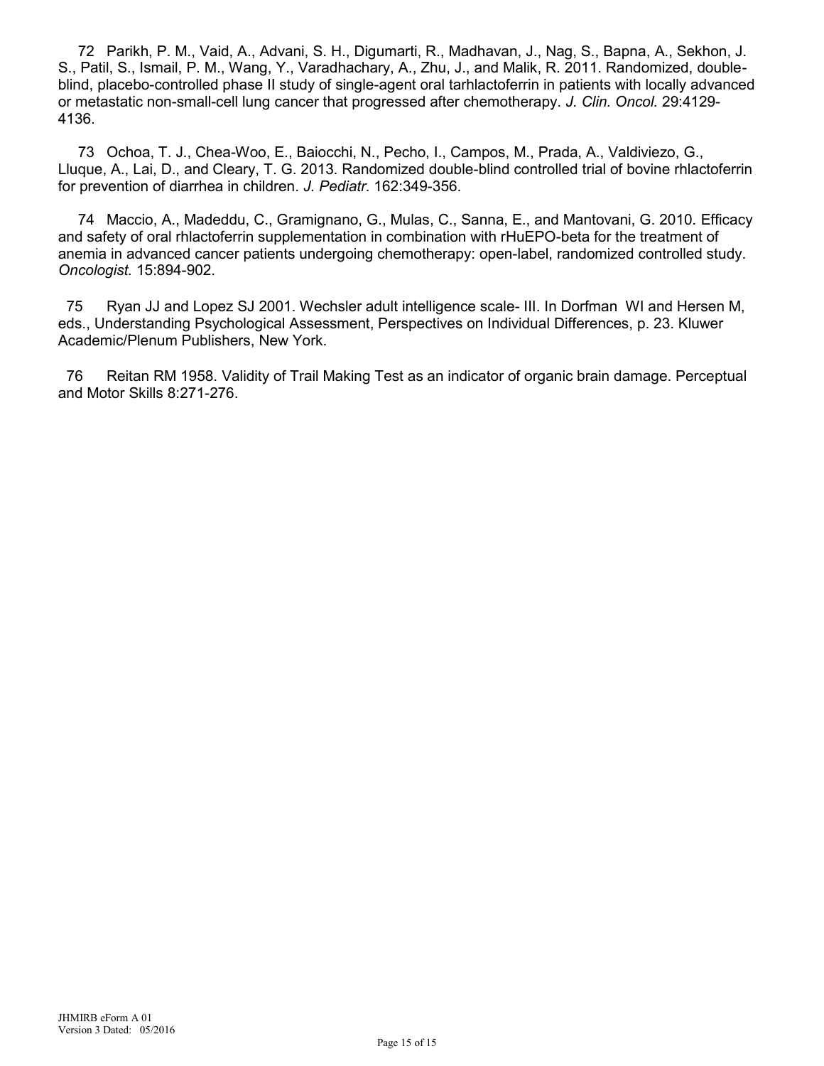72 Parikh, P. M., Vaid, A., Advani, S. H., Digumarti, R., Madhavan, J., Nag, S., Bapna, A., Sekhon, J. S., Patil, S., Ismail, P. M., Wang, Y., Varadhachary, A., Zhu, J., and Malik, R. 2011. Randomized, double-blind, placebo-controlled phase II study of single-agent oral tarhlactoferrin in patients with locally advanced or metastatic non-small-cell lung cancer that progressed after chemotherapy. *J. Clin. Oncol.* 29:4129-4136.

73 Ochoa, T. J., Chea-Woo, E., Baiocchi, N., Pecho, I., Campos, M., Prada, A., Valdiviezo, G., Lluque, A., Lai, D., and Cleary, T. G. 2013. Randomized double-blind controlled trial of bovine rhlactoferrin for prevention of diarrhea in children. *J. Pediatr.* 162:349-356.

74 Maccio, A., Madeddu, C., Gramignano, G., Mulas, C., Sanna, E., and Mantovani, G. 2010. Efficacy and safety of oral rhlactoferrin supplementation in combination with rHuEPO-beta for the treatment of anemia in advanced cancer patients undergoing chemotherapy: open-label, randomized controlled study. *Oncologist.* 15:894-902.

75 Ryan JJ and Lopez SJ 2001. Wechsler adult intelligence scale- III. In Dorfman WI and Hersen M, eds., Understanding Psychological Assessment, Perspectives on Individual Differences, p. 23. Kluwer Academic/Plenum Publishers, New York.

76 Reitan RM 1958. Validity of Trail Making Test as an indicator of organic brain damage. Perceptual and Motor Skills 8:271-276.

JHMIRB eForm A 01
Version 3 Dated: 05/2016